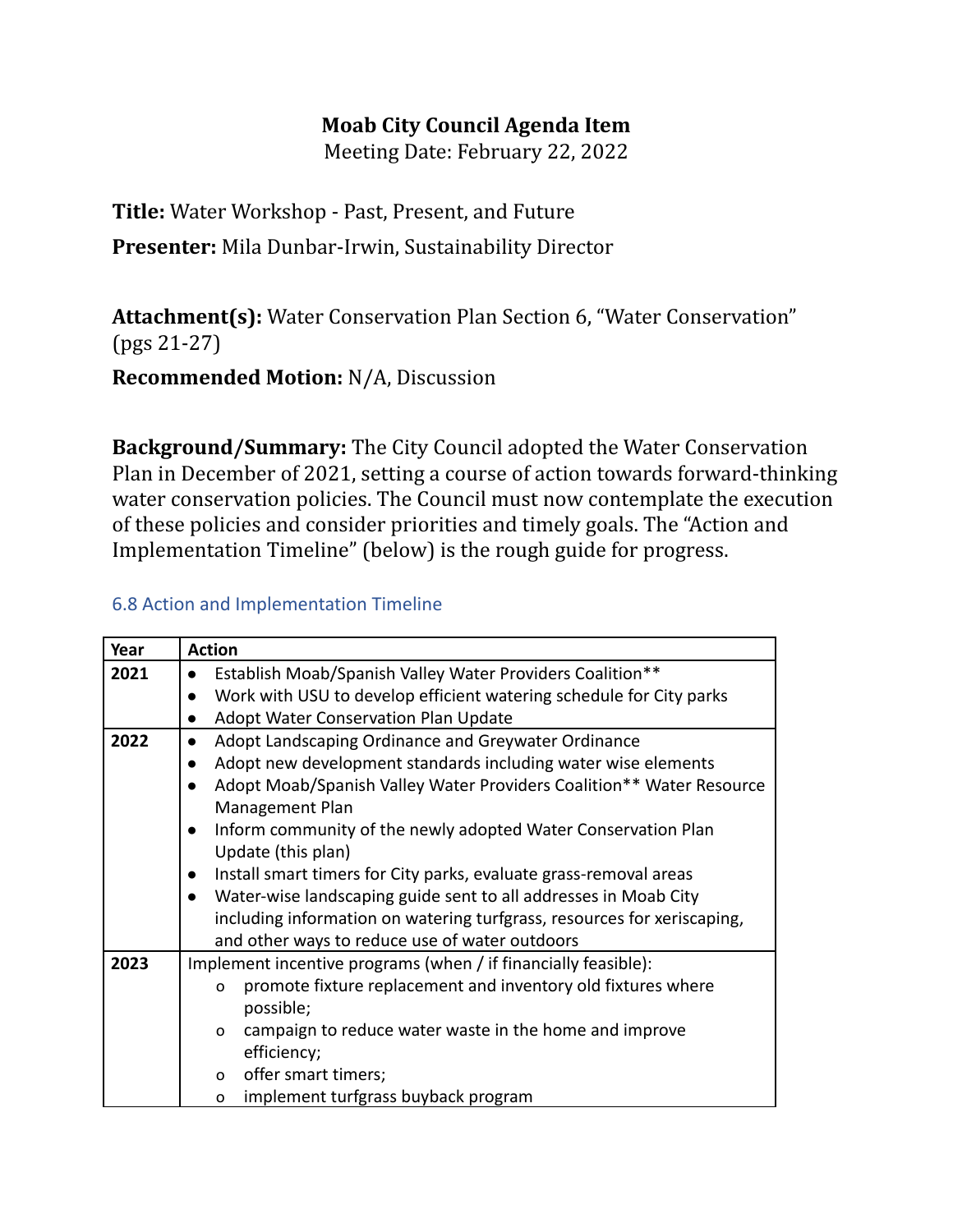**Moab City Council Agenda Item**
Meeting Date: February 22, 2022

**Title:** Water Workshop - Past, Present, and Future

**Presenter:** Mila Dunbar-Irwin, Sustainability Director

**Attachment(s):** Water Conservation Plan Section 6, "Water Conservation" (pgs 21-27)

**Recommended Motion:** N/A, Discussion

**Background/Summary:** The City Council adopted the Water Conservation Plan in December of 2021, setting a course of action towards forward-thinking water conservation policies. The Council must now contemplate the execution of these policies and consider priorities and timely goals. The "Action and Implementation Timeline" (below) is the rough guide for progress.

### 6.8 Action and Implementation Timeline

| Year | Action |
|---|---|
| **2021** | • Establish Moab/Spanish Valley Water Providers Coalition**<br>• Work with USU to develop efficient watering schedule for City parks<br>• Adopt Water Conservation Plan Update |
| **2022** | • Adopt Landscaping Ordinance and Greywater Ordinance<br>• Adopt new development standards including water wise elements<br>• Adopt Moab/Spanish Valley Water Providers Coalition** Water Resource Management Plan<br>• Inform community of the newly adopted Water Conservation Plan Update (this plan)<br>• Install smart timers for City parks, evaluate grass-removal areas<br>• Water-wise landscaping guide sent to all addresses in Moab City including information on watering turfgrass, resources for xeriscaping, and other ways to reduce use of water outdoors |
| **2023** | Implement incentive programs (when / if financially feasible):<br>o promote fixture replacement and inventory old fixtures where possible;<br>o campaign to reduce water waste in the home and improve efficiency;<br>o offer smart timers;<br>o implement turfgrass buyback program |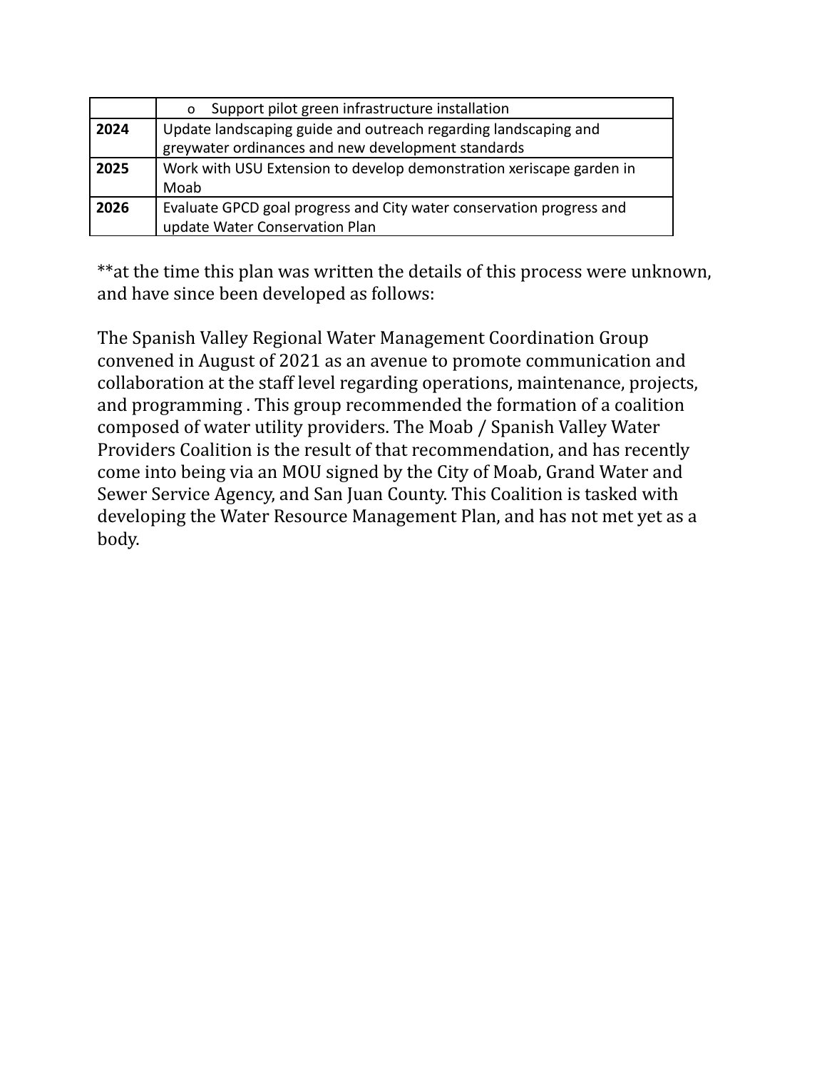| | |
|---|---|
| | o Support pilot green infrastructure installation |
| **2024** | Update landscaping guide and outreach regarding landscaping and greywater ordinances and new development standards |
| **2025** | Work with USU Extension to develop demonstration xeriscape garden in Moab |
| **2026** | Evaluate GPCD goal progress and City water conservation progress and update Water Conservation Plan |

**at the time this plan was written the details of this process were unknown, and have since been developed as follows:

The Spanish Valley Regional Water Management Coordination Group convened in August of 2021 as an avenue to promote communication and collaboration at the staff level regarding operations, maintenance, projects, and programming . This group recommended the formation of a coalition composed of water utility providers. The Moab / Spanish Valley Water Providers Coalition is the result of that recommendation, and has recently come into being via an MOU signed by the City of Moab, Grand Water and Sewer Service Agency, and San Juan County. This Coalition is tasked with developing the Water Resource Management Plan, and has not met yet as a body.